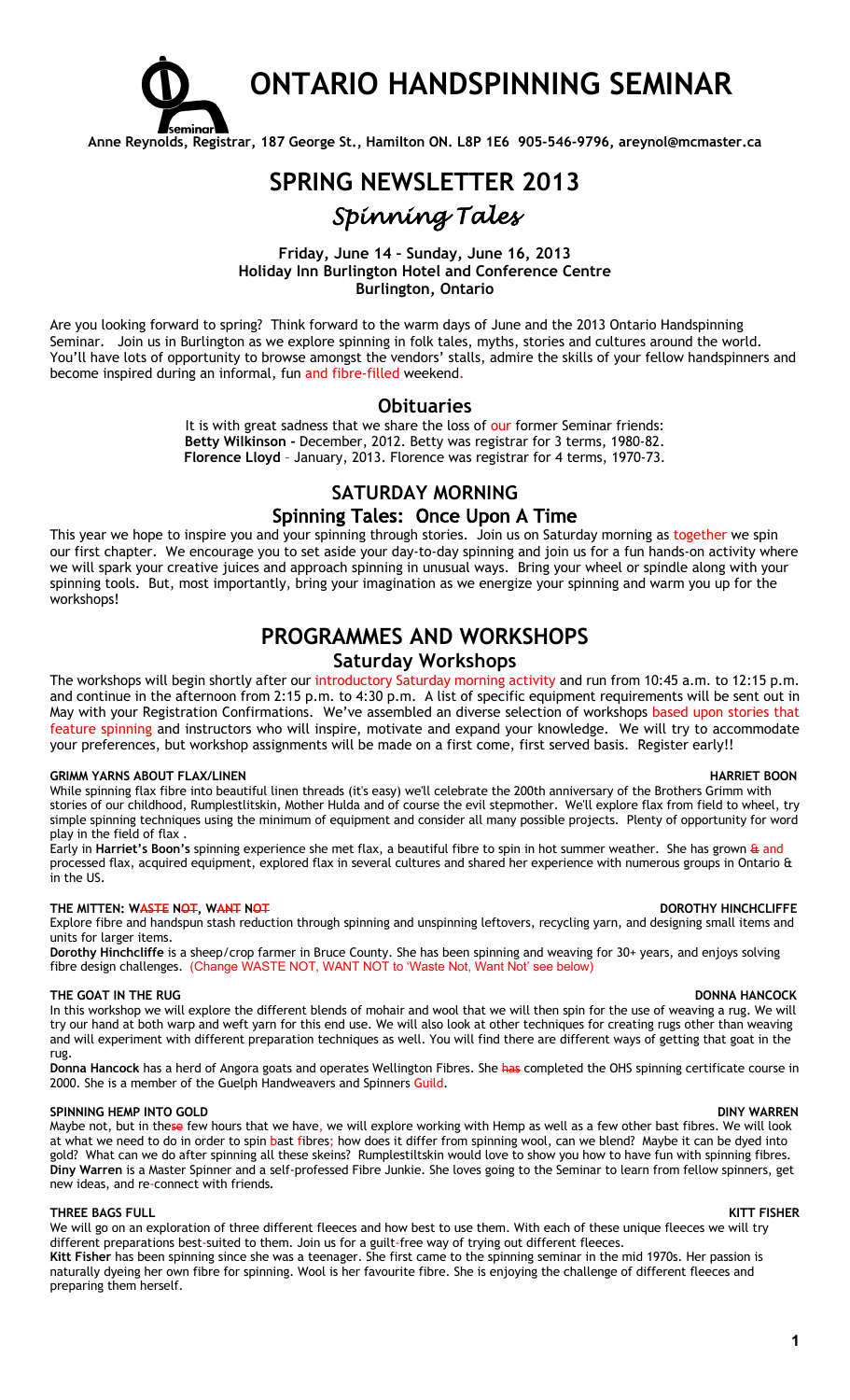# ONTARIO HANDSPINNING SEMINAR

**Anne Reynolds, Registrar, 187 George St., Hamilton ON. L8P 1E6 905-546-9796, areynol@mcmaster.ca**

# SPRING NEWSLETTER 2013

## *Spinning Tales*

**Friday, June 14 – Sunday, June 16, 2013**
**Holiday Inn Burlington Hotel and Conference Centre**
**Burlington, Ontario**

Are you looking forward to spring? Think forward to the warm days of June and the 2013 Ontario Handspinning Seminar. Join us in Burlington as we explore spinning in folk tales, myths, stories and cultures around the world. You'll have lots of opportunity to browse amongst the vendors' stalls, admire the skills of your fellow handspinners and become inspired during an informal, fun and fibre-filled weekend.

## Obituaries

It is with great sadness that we share the loss of our former Seminar friends:
**Betty Wilkinson -** December, 2012. Betty was registrar for 3 terms, 1980-82.
**Florence Lloyd** – January, 2013. Florence was registrar for 4 terms, 1970-73.

## SATURDAY MORNING

### Spinning Tales: Once Upon A Time

This year we hope to inspire you and your spinning through stories. Join us on Saturday morning as together we spin our first chapter. We encourage you to set aside your day-to-day spinning and join us for a fun hands-on activity where we will spark your creative juices and approach spinning in unusual ways. Bring your wheel or spindle along with your spinning tools. But, most importantly, bring your imagination as we energize your spinning and warm you up for the workshops!

## PROGRAMMES AND WORKSHOPS

### Saturday Workshops

The workshops will begin shortly after our introductory Saturday morning activity and run from 10:45 a.m. to 12:15 p.m. and continue in the afternoon from 2:15 p.m. to 4:30 p.m. A list of specific equipment requirements will be sent out in May with your Registration Confirmations. We've assembled an diverse selection of workshops based upon stories that feature spinning and instructors who will inspire, motivate and expand your knowledge. We will try to accommodate your preferences, but workshop assignments will be made on a first come, first served basis. Register early!!

**GRIMM YARNS ABOUT FLAX/LINEN — HARRIET BOON**

While spinning flax fibre into beautiful linen threads (it's easy) we'll celebrate the 200th anniversary of the Brothers Grimm with stories of our childhood, Rumplestlitskin, Mother Hulda and of course the evil stepmother. We'll explore flax from field to wheel, try simple spinning techniques using the minimum of equipment and consider all many possible projects. Plenty of opportunity for word play in the field of flax .

Early in **Harriet's Boon's** spinning experience she met flax, a beautiful fibre to spin in hot summer weather. She has grown ~~&~~ and processed flax, acquired equipment, explored flax in several cultures and shared her experience with numerous groups in Ontario & in the US.

**THE MITTEN: W~~ASTE~~ N~~OT~~, W~~ANT~~ N~~OT~~ — DOROTHY HINCHCLIFFE**

Explore fibre and handspun stash reduction through spinning and unspinning leftovers, recycling yarn, and designing small items and units for larger items.

**Dorothy Hinchcliffe** is a sheep/crop farmer in Bruce County. She has been spinning and weaving for 30+ years, and enjoys solving fibre design challenges. (Change WASTE NOT, WANT NOT to 'Waste Not, Want Not' see below)

**THE GOAT IN THE RUG — DONNA HANCOCK**

In this workshop we will explore the different blends of mohair and wool that we will then spin for the use of weaving a rug. We will try our hand at both warp and weft yarn for this end use. We will also look at other techniques for creating rugs other than weaving and will experiment with different preparation techniques as well. You will find there are different ways of getting that goat in the rug.

**Donna Hancock** has a herd of Angora goats and operates Wellington Fibres. She ~~has~~ completed the OHS spinning certificate course in 2000. She is a member of the Guelph Handweavers and Spinners Guild.

**SPINNING HEMP INTO GOLD — DINY WARREN**

Maybe not, but in the~~se~~ few hours that we have, we will explore working with Hemp as well as a few other bast fibres. We will look at what we need to do in order to spin bast fibres; how does it differ from spinning wool, can we blend? Maybe it can be dyed into gold? What can we do after spinning all these skeins? Rumplestiltskin would love to show you how to have fun with spinning fibres.

**Diny Warren** is a Master Spinner and a self-professed Fibre Junkie. She loves going to the Seminar to learn from fellow spinners, get new ideas, and re-connect with friends.

**THREE BAGS FULL — KITT FISHER**

We will go on an exploration of three different fleeces and how best to use them. With each of these unique fleeces we will try different preparations best-suited to them. Join us for a guilt-free way of trying out different fleeces.

**Kitt Fisher** has been spinning since she was a teenager. She first came to the spinning seminar in the mid 1970s. Her passion is naturally dyeing her own fibre for spinning. Wool is her favourite fibre. She is enjoying the challenge of different fleeces and preparing them herself.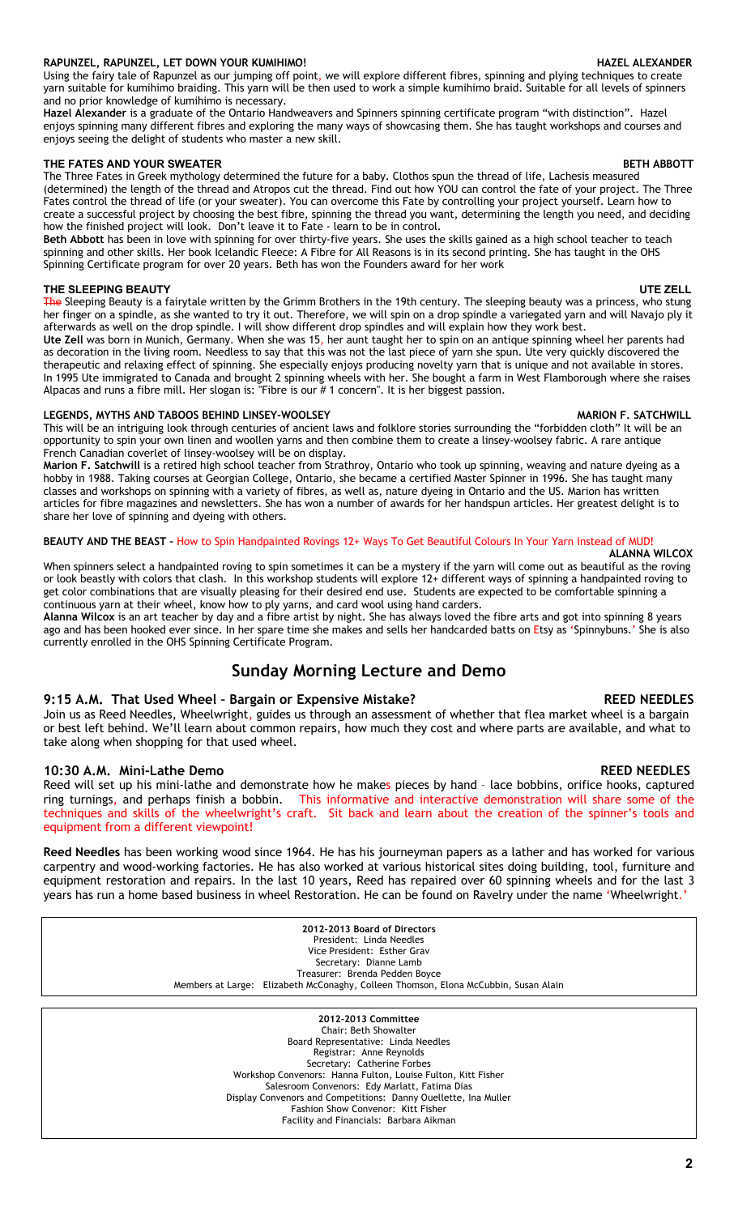### RAPUNZEL, RAPUNZEL, LET DOWN YOUR KUMIHIMO! — HAZEL ALEXANDER

Using the fairy tale of Rapunzel as our jumping off point, we will explore different fibres, spinning and plying techniques to create yarn suitable for kumihimo braiding. This yarn will be then used to work a simple kumihimo braid. Suitable for all levels of spinners and no prior knowledge of kumihimo is necessary.

**Hazel Alexander** is a graduate of the Ontario Handweavers and Spinners spinning certificate program "with distinction". Hazel enjoys spinning many different fibres and exploring the many ways of showcasing them. She has taught workshops and courses and enjoys seeing the delight of students who master a new skill.

### THE FATES AND YOUR SWEATER — BETH ABBOTT

The Three Fates in Greek mythology determined the future for a baby. Clothos spun the thread of life, Lachesis measured (determined) the length of the thread and Atropos cut the thread. Find out how YOU can control the fate of your project. The Three Fates control the thread of life (or your sweater). You can overcome this Fate by controlling your project yourself. Learn how to create a successful project by choosing the best fibre, spinning the thread you want, determining the length you need, and deciding how the finished project will look. Don't leave it to Fate - learn to be in control.

**Beth Abbott** has been in love with spinning for over thirty-five years. She uses the skills gained as a high school teacher to teach spinning and other skills. She has taught in the OHS Spinning Certificate program for over 20 years. Beth has won the Founders award for her work

### THE SLEEPING BEAUTY — UTE ZELL

The Sleeping Beauty is a fairytale written by the Grimm Brothers in the 19th century. The sleeping beauty was a princess, who stung her finger on a spindle, as she wanted to try it out. Therefore, we will spin on a drop spindle a variegated yarn and will Navajo ply it afterwards as well on the drop spindle. I will show different drop spindles and will explain how they work best.

**Ute Zell** was born in Munich, Germany. When she was 15, her aunt taught her to spin on an antique spinning wheel her parents had as decoration in the living room. Needless to say that this was not the last piece of yarn she spun. Ute very quickly discovered the therapeutic and relaxing effect of spinning. She especially enjoys producing novelty yarn that is unique and not available in stores. In 1995 Ute immigrated to Canada and brought 2 spinning wheels with her. She bought a farm in West Flamborough where she raises Alpacas and runs a fibre mill. Her book Icelandic Fleece: A Fibre for All Reasons is in its second printing. Her slogan is: "Fibre is our # 1 concern". It is her biggest passion.

### LEGENDS, MYTHS AND TABOOS BEHIND LINSEY-WOOLSEY — MARION F. SATCHWILL

This will be an intriguing look through centuries of ancient laws and folklore stories surrounding the "forbidden cloth" It will be an opportunity to spin your own linen and woollen yarns and then combine them to create a linsey-woolsey fabric. A rare antique French Canadian coverlet of linsey-woolsey will be on display.

**Marion F. Satchwill** is a retired high school teacher from Strathroy, Ontario who took up spinning, weaving and nature dyeing as a hobby in 1988. Taking courses at Georgian College, Ontario, she became a certified Master Spinner in 1996. She has taught many classes and workshops on spinning with a variety of fibres, as well as, nature dyeing in Ontario and the US. Marion has written articles for fibre magazines and newsletters. She has won a number of awards for her handspun articles. Her greatest delight is to share her love of spinning and dyeing with others.

### BEAUTY AND THE BEAST – How to Spin Handpainted Rovings 12+ Ways To Get Beautiful Colours In Your Yarn Instead of MUD! — ALANNA WILCOX

When spinners select a handpainted roving to spin sometimes it can be a mystery if the yarn will come out as beautiful as the roving or look beastly with colors that clash. In this workshop students will explore 12+ different ways of spinning a handpainted roving to get color combinations that are visually pleasing for their desired end use. Students are expected to be comfortable spinning a continuous yarn at their wheel, know how to ply yarns, and card wool using hand carders.

**Alanna Wilcox** is an art teacher by day and a fibre artist by night. She has always loved the fibre arts and got into spinning 8 years ago and has been hooked ever since. In her spare time she makes and sells her handcarded batts on Etsy as 'Spinnybuns.' She is also currently enrolled in the OHS Spinning Certificate Program.

## Sunday Morning Lecture and Demo

### 9:15 A.M. That Used Wheel – Bargain or Expensive Mistake? — REED NEEDLES

Join us as Reed Needles, Wheelwright, guides us through an assessment of whether that flea market wheel is a bargain or best left behind. We'll learn about common repairs, how much they cost and where parts are available, and what to take along when shopping for that used wheel.

### 10:30 A.M. Mini-Lathe Demo — REED NEEDLES

Reed will set up his mini-lathe and demonstrate how he makes pieces by hand – lace bobbins, orifice hooks, captured ring turnings, and perhaps finish a bobbin. This informative and interactive demonstration will share some of the techniques and skills of the wheelwright's craft. Sit back and learn about the creation of the spinner's tools and equipment from a different viewpoint!

**Reed Needles** has been working wood since 1964. He has his journeyman papers as a lather and has worked for various carpentry and wood-working factories. He has also worked at various historical sites doing building, tool, furniture and equipment restoration and repairs. In the last 10 years, Reed has repaired over 60 spinning wheels and for the last 3 years has run a home based business in wheel Restoration. He can be found on Ravelry under the name 'Wheelwright.'

---

**2012-2013 Board of Directors**
President: Linda Needles
Vice President: Esther Grav
Secretary: Dianne Lamb
Treasurer: Brenda Pedden Boyce
Members at Large: Elizabeth McConaghy, Colleen Thomson, Elona McCubbin, Susan Alain

---

**2012-2013 Committee**
Chair: Beth Showalter
Board Representative: Linda Needles
Registrar: Anne Reynolds
Secretary: Catherine Forbes
Workshop Convenors: Hanna Fulton, Louise Fulton, Kitt Fisher
Salesroom Convenors: Edy Marlatt, Fatima Dias
Display Convenors and Competitions: Danny Ouellette, Ina Muller
Fashion Show Convenor: Kitt Fisher
Facility and Financials: Barbara Aikman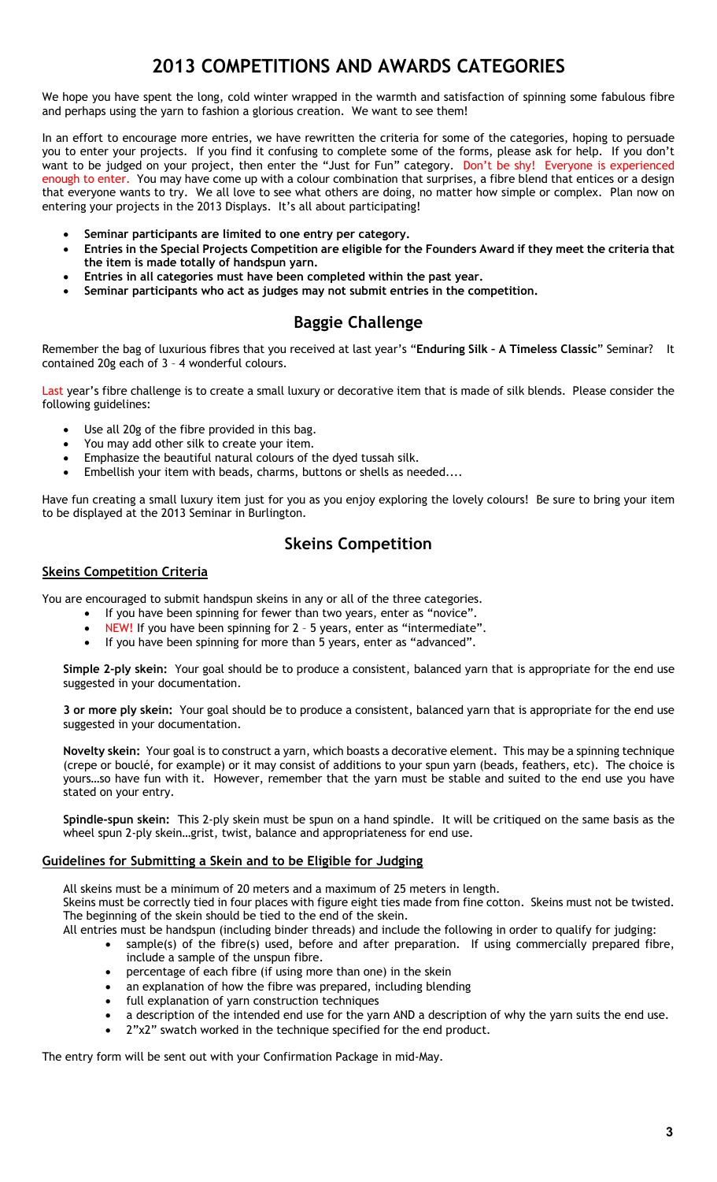# 2013 COMPETITIONS AND AWARDS CATEGORIES

We hope you have spent the long, cold winter wrapped in the warmth and satisfaction of spinning some fabulous fibre and perhaps using the yarn to fashion a glorious creation. We want to see them!

In an effort to encourage more entries, we have rewritten the criteria for some of the categories, hoping to persuade you to enter your projects. If you find it confusing to complete some of the forms, please ask for help. If you don't want to be judged on your project, then enter the "Just for Fun" category. Don't be shy! Everyone is experienced enough to enter. You may have come up with a colour combination that surprises, a fibre blend that entices or a design that everyone wants to try. We all love to see what others are doing, no matter how simple or complex. Plan now on entering your projects in the 2013 Displays. It's all about participating!

- **Seminar participants are limited to one entry per category.**
- **Entries in the Special Projects Competition are eligible for the Founders Award if they meet the criteria that the item is made totally of handspun yarn.**
- **Entries in all categories must have been completed within the past year.**
- **Seminar participants who act as judges may not submit entries in the competition.**

## Baggie Challenge

Remember the bag of luxurious fibres that you received at last year's "**Enduring Silk – A Timeless Classic**" Seminar? It contained 20g each of 3 – 4 wonderful colours.

Last year's fibre challenge is to create a small luxury or decorative item that is made of silk blends. Please consider the following guidelines:

- Use all 20g of the fibre provided in this bag.
- You may add other silk to create your item.
- Emphasize the beautiful natural colours of the dyed tussah silk.
- Embellish your item with beads, charms, buttons or shells as needed....

Have fun creating a small luxury item just for you as you enjoy exploring the lovely colours! Be sure to bring your item to be displayed at the 2013 Seminar in Burlington.

## Skeins Competition

### Skeins Competition Criteria

You are encouraged to submit handspun skeins in any or all of the three categories.

- If you have been spinning for fewer than two years, enter as "novice".
- NEW! If you have been spinning for 2 – 5 years, enter as "intermediate".
- If you have been spinning for more than 5 years, enter as "advanced".

**Simple 2-ply skein:** Your goal should be to produce a consistent, balanced yarn that is appropriate for the end use suggested in your documentation.

**3 or more ply skein:** Your goal should be to produce a consistent, balanced yarn that is appropriate for the end use suggested in your documentation.

**Novelty skein:** Your goal is to construct a yarn, which boasts a decorative element. This may be a spinning technique (crepe or bouclé, for example) or it may consist of additions to your spun yarn (beads, feathers, etc). The choice is yours…so have fun with it. However, remember that the yarn must be stable and suited to the end use you have stated on your entry.

**Spindle-spun skein:** This 2-ply skein must be spun on a hand spindle. It will be critiqued on the same basis as the wheel spun 2-ply skein…grist, twist, balance and appropriateness for end use.

### Guidelines for Submitting a Skein and to be Eligible for Judging

All skeins must be a minimum of 20 meters and a maximum of 25 meters in length.

Skeins must be correctly tied in four places with figure eight ties made from fine cotton. Skeins must not be twisted. The beginning of the skein should be tied to the end of the skein.

All entries must be handspun (including binder threads) and include the following in order to qualify for judging:

- sample(s) of the fibre(s) used, before and after preparation. If using commercially prepared fibre, include a sample of the unspun fibre.
- percentage of each fibre (if using more than one) in the skein
- an explanation of how the fibre was prepared, including blending
- full explanation of yarn construction techniques
- a description of the intended end use for the yarn AND a description of why the yarn suits the end use.
- 2"x2" swatch worked in the technique specified for the end product.

The entry form will be sent out with your Confirmation Package in mid-May.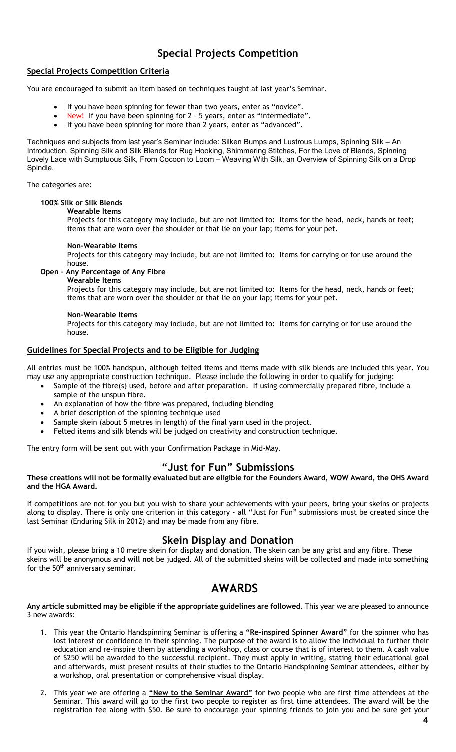# Special Projects Competition

## Special Projects Competition Criteria

You are encouraged to submit an item based on techniques taught at last year's Seminar.

- If you have been spinning for fewer than two years, enter as "novice".
- New! If you have been spinning for 2 – 5 years, enter as "intermediate".
- If you have been spinning for more than 2 years, enter as "advanced".

Techniques and subjects from last year's Seminar include: Silken Bumps and Lustrous Lumps, Spinning Silk – An Introduction, Spinning Silk and Silk Blends for Rug Hooking, Shimmering Stitches, For the Love of Blends, Spinning Lovely Lace with Sumptuous Silk, From Cocoon to Loom – Weaving With Silk, an Overview of Spinning Silk on a Drop Spindle.

The categories are:

**100% Silk or Silk Blends**

**Wearable Items**

Projects for this category may include, but are not limited to: Items for the head, neck, hands or feet; items that are worn over the shoulder or that lie on your lap; items for your pet.

**Non-Wearable Items**

Projects for this category may include, but are not limited to: Items for carrying or for use around the house.

**Open – Any Percentage of Any Fibre**

**Wearable Items**

Projects for this category may include, but are not limited to: Items for the head, neck, hands or feet; items that are worn over the shoulder or that lie on your lap; items for your pet.

**Non-Wearable Items**

Projects for this category may include, but are not limited to: Items for carrying or for use around the house.

## Guidelines for Special Projects and to be Eligible for Judging

All entries must be 100% handspun, although felted items and items made with silk blends are included this year. You may use any appropriate construction technique. Please include the following in order to qualify for judging:

- Sample of the fibre(s) used, before and after preparation. If using commercially prepared fibre, include a sample of the unspun fibre.
- An explanation of how the fibre was prepared, including blending
- A brief description of the spinning technique used
- Sample skein (about 5 metres in length) of the final yarn used in the project.
- Felted items and silk blends will be judged on creativity and construction technique.

The entry form will be sent out with your Confirmation Package in Mid-May.

# "Just for Fun" Submissions

**These creations will not be formally evaluated but are eligible for the Founders Award, WOW Award, the OHS Award and the HGA Award.**

If competitions are not for you but you wish to share your achievements with your peers, bring your skeins or projects along to display. There is only one criterion in this category - all "Just for Fun" submissions must be created since the last Seminar (Enduring Silk in 2012) and may be made from any fibre.

# Skein Display and Donation

If you wish, please bring a 10 metre skein for display and donation. The skein can be any grist and any fibre. These skeins will be anonymous and **will not** be judged. All of the submitted skeins will be collected and made into something for the 50th anniversary seminar.

# AWARDS

**Any article submitted may be eligible if the appropriate guidelines are followed**. This year we are pleased to announce 3 new awards:

1. This year the Ontario Handspinning Seminar is offering a **"Re-inspired Spinner Award"** for the spinner who has lost interest or confidence in their spinning. The purpose of the award is to allow the individual to further their education and re-inspire them by attending a workshop, class or course that is of interest to them. A cash value of $250 will be awarded to the successful recipient. They must apply in writing, stating their educational goal and afterwards, must present results of their studies to the Ontario Handspinning Seminar attendees, either by a workshop, oral presentation or comprehensive visual display.

2. This year we are offering a **"New to the Seminar Award"** for two people who are first time attendees at the Seminar. This award will go to the first two people to register as first time attendees. The award will be the registration fee along with $50. Be sure to encourage your spinning friends to join you and be sure get your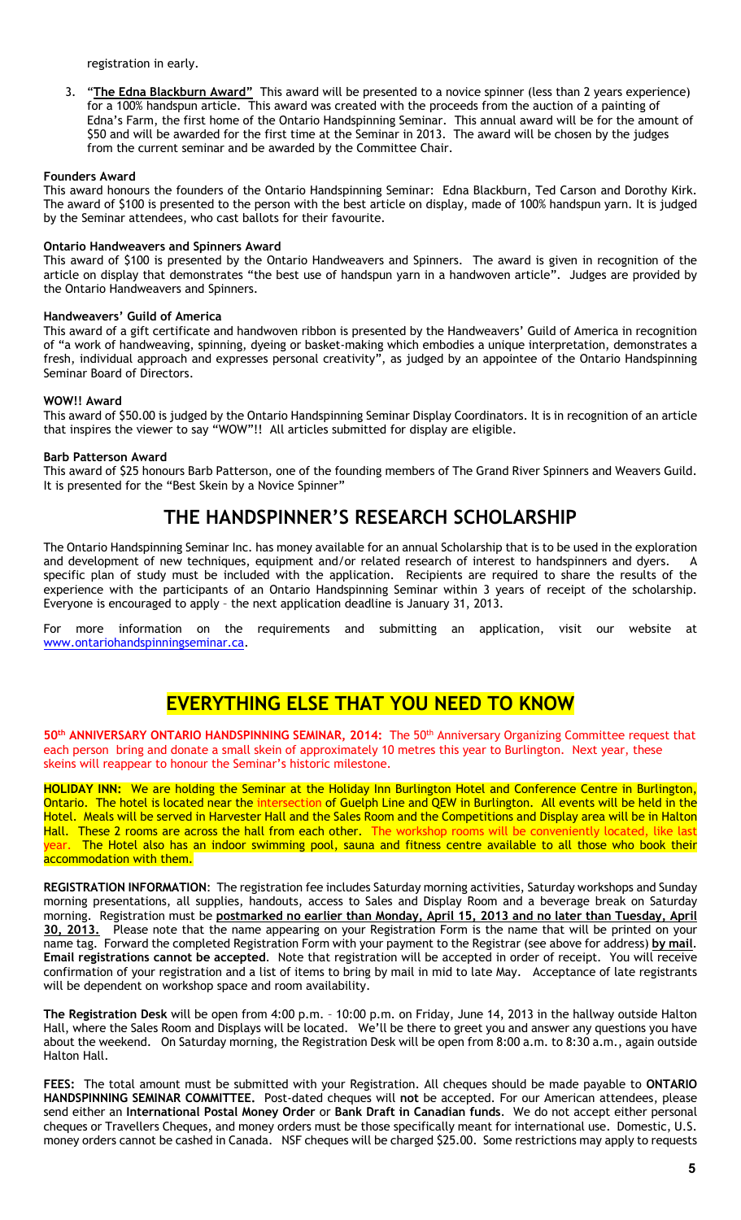registration in early.

3. "**The Edna Blackburn Award"** This award will be presented to a novice spinner (less than 2 years experience) for a 100% handspun article. This award was created with the proceeds from the auction of a painting of Edna's Farm, the first home of the Ontario Handspinning Seminar. This annual award will be for the amount of $50 and will be awarded for the first time at the Seminar in 2013. The award will be chosen by the judges from the current seminar and be awarded by the Committee Chair.

**Founders Award**

This award honours the founders of the Ontario Handspinning Seminar: Edna Blackburn, Ted Carson and Dorothy Kirk. The award of $100 is presented to the person with the best article on display, made of 100% handspun yarn. It is judged by the Seminar attendees, who cast ballots for their favourite.

**Ontario Handweavers and Spinners Award**

This award of $100 is presented by the Ontario Handweavers and Spinners. The award is given in recognition of the article on display that demonstrates "the best use of handspun yarn in a handwoven article". Judges are provided by the Ontario Handweavers and Spinners.

**Handweavers' Guild of America**

This award of a gift certificate and handwoven ribbon is presented by the Handweavers' Guild of America in recognition of "a work of handweaving, spinning, dyeing or basket-making which embodies a unique interpretation, demonstrates a fresh, individual approach and expresses personal creativity", as judged by an appointee of the Ontario Handspinning Seminar Board of Directors.

**WOW!! Award**

This award of $50.00 is judged by the Ontario Handspinning Seminar Display Coordinators. It is in recognition of an article that inspires the viewer to say "WOW"!! All articles submitted for display are eligible.

**Barb Patterson Award**

This award of $25 honours Barb Patterson, one of the founding members of The Grand River Spinners and Weavers Guild. It is presented for the "Best Skein by a Novice Spinner"

## THE HANDSPINNER'S RESEARCH SCHOLARSHIP

The Ontario Handspinning Seminar Inc. has money available for an annual Scholarship that is to be used in the exploration and development of new techniques, equipment and/or related research of interest to handspinners and dyers. A specific plan of study must be included with the application. Recipients are required to share the results of the experience with the participants of an Ontario Handspinning Seminar within 3 years of receipt of the scholarship. Everyone is encouraged to apply – the next application deadline is January 31, 2013.

For more information on the requirements and submitting an application, visit our website at www.ontariohandspinningseminar.ca.

## EVERYTHING ELSE THAT YOU NEED TO KNOW

**50th ANNIVERSARY ONTARIO HANDSPINNING SEMINAR, 2014:** The 50th Anniversary Organizing Committee request that each person bring and donate a small skein of approximately 10 metres this year to Burlington. Next year, these skeins will reappear to honour the Seminar's historic milestone.

**HOLIDAY INN:** We are holding the Seminar at the Holiday Inn Burlington Hotel and Conference Centre in Burlington, Ontario. The hotel is located near the intersection of Guelph Line and QEW in Burlington. All events will be held in the Hotel. Meals will be served in Harvester Hall and the Sales Room and the Competitions and Display area will be in Halton Hall. These 2 rooms are across the hall from each other. The workshop rooms will be conveniently located, like last year. The Hotel also has an indoor swimming pool, sauna and fitness centre available to all those who book their accommodation with them.

**REGISTRATION INFORMATION**: The registration fee includes Saturday morning activities, Saturday workshops and Sunday morning presentations, all supplies, handouts, access to Sales and Display Room and a beverage break on Saturday morning. Registration must be **postmarked no earlier than Monday, April 15, 2013 and no later than Tuesday, April 30, 2013.** Please note that the name appearing on your Registration Form is the name that will be printed on your name tag. Forward the completed Registration Form with your payment to the Registrar (see above for address) **by mail**. **Email registrations cannot be accepted**. Note that registration will be accepted in order of receipt. You will receive confirmation of your registration and a list of items to bring by mail in mid to late May. Acceptance of late registrants will be dependent on workshop space and room availability.

**The Registration Desk** will be open from 4:00 p.m. – 10:00 p.m. on Friday, June 14, 2013 in the hallway outside Halton Hall, where the Sales Room and Displays will be located. We'll be there to greet you and answer any questions you have about the weekend. On Saturday morning, the Registration Desk will be open from 8:00 a.m. to 8:30 a.m., again outside Halton Hall.

**FEES:** The total amount must be submitted with your Registration. All cheques should be made payable to **ONTARIO HANDSPINNING SEMINAR COMMITTEE.** Post-dated cheques will **not** be accepted. For our American attendees, please send either an **International Postal Money Order** or **Bank Draft in Canadian funds**. We do not accept either personal cheques or Travellers Cheques, and money orders must be those specifically meant for international use. Domestic, U.S. money orders cannot be cashed in Canada. NSF cheques will be charged $25.00. Some restrictions may apply to requests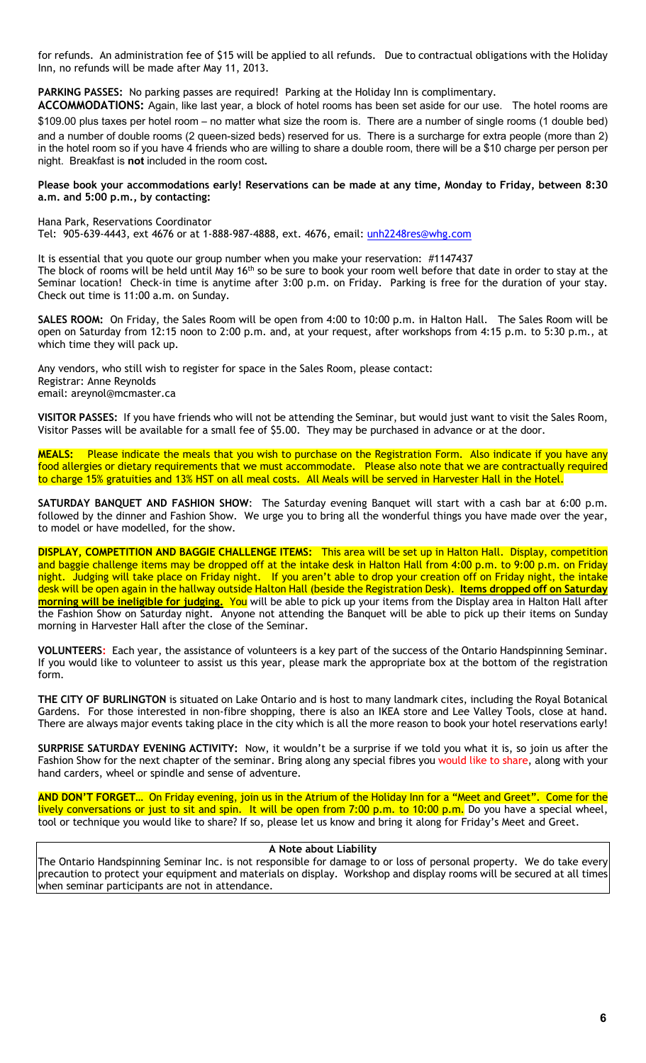for refunds. An administration fee of $15 will be applied to all refunds. Due to contractual obligations with the Holiday Inn, no refunds will be made after May 11, 2013.

**PARKING PASSES:** No parking passes are required! Parking at the Holiday Inn is complimentary.

**ACCOMMODATIONS:** Again, like last year, a block of hotel rooms has been set aside for our use. The hotel rooms are $109.00 plus taxes per hotel room – no matter what size the room is. There are a number of single rooms (1 double bed) and a number of double rooms (2 queen-sized beds) reserved for us. There is a surcharge for extra people (more than 2) in the hotel room so if you have 4 friends who are willing to share a double room, there will be a $10 charge per person per night. Breakfast is **not** included in the room cost.

**Please book your accommodations early! Reservations can be made at any time, Monday to Friday, between 8:30 a.m. and 5:00 p.m., by contacting:**

Hana Park, Reservations Coordinator
Tel: 905-639-4443, ext 4676 or at 1-888-987-4888, ext. 4676, email: unh2248res@whg.com

It is essential that you quote our group number when you make your reservation: #1147437
The block of rooms will be held until May 16th so be sure to book your room well before that date in order to stay at the Seminar location! Check-in time is anytime after 3:00 p.m. on Friday. Parking is free for the duration of your stay. Check out time is 11:00 a.m. on Sunday.

**SALES ROOM:** On Friday, the Sales Room will be open from 4:00 to 10:00 p.m. in Halton Hall. The Sales Room will be open on Saturday from 12:15 noon to 2:00 p.m. and, at your request, after workshops from 4:15 p.m. to 5:30 p.m., at which time they will pack up.

Any vendors, who still wish to register for space in the Sales Room, please contact:
Registrar: Anne Reynolds
email: areynol@mcmaster.ca

**VISITOR PASSES:** If you have friends who will not be attending the Seminar, but would just want to visit the Sales Room, Visitor Passes will be available for a small fee of $5.00. They may be purchased in advance or at the door.

**MEALS:** Please indicate the meals that you wish to purchase on the Registration Form. Also indicate if you have any food allergies or dietary requirements that we must accommodate. Please also note that we are contractually required to charge 15% gratuities and 13% HST on all meal costs. All Meals will be served in Harvester Hall in the Hotel.

**SATURDAY BANQUET AND FASHION SHOW**: The Saturday evening Banquet will start with a cash bar at 6:00 p.m. followed by the dinner and Fashion Show. We urge you to bring all the wonderful things you have made over the year, to model or have modelled, for the show.

**DISPLAY, COMPETITION AND BAGGIE CHALLENGE ITEMS:** This area will be set up in Halton Hall. Display, competition and baggie challenge items may be dropped off at the intake desk in Halton Hall from 4:00 p.m. to 9:00 p.m. on Friday night. Judging will take place on Friday night. If you aren't able to drop your creation off on Friday night, the intake desk will be open again in the hallway outside Halton Hall (beside the Registration Desk). **Items dropped off on Saturday morning will be ineligible for judging.** You will be able to pick up your items from the Display area in Halton Hall after the Fashion Show on Saturday night. Anyone not attending the Banquet will be able to pick up their items on Sunday morning in Harvester Hall after the close of the Seminar.

**VOLUNTEERS**: Each year, the assistance of volunteers is a key part of the success of the Ontario Handspinning Seminar. If you would like to volunteer to assist us this year, please mark the appropriate box at the bottom of the registration form.

**THE CITY OF BURLINGTON** is situated on Lake Ontario and is host to many landmark cites, including the Royal Botanical Gardens. For those interested in non-fibre shopping, there is also an IKEA store and Lee Valley Tools, close at hand. There are always major events taking place in the city which is all the more reason to book your hotel reservations early!

**SURPRISE SATURDAY EVENING ACTIVITY:** Now, it wouldn't be a surprise if we told you what it is, so join us after the Fashion Show for the next chapter of the seminar. Bring along any special fibres you would like to share, along with your hand carders, wheel or spindle and sense of adventure.

**AND DON'T FORGET…** On Friday evening, join us in the Atrium of the Holiday Inn for a "Meet and Greet". Come for the lively conversations or just to sit and spin. It will be open from 7:00 p.m. to 10:00 p.m. Do you have a special wheel, tool or technique you would like to share? If so, please let us know and bring it along for Friday's Meet and Greet.

**A Note about Liability**

The Ontario Handspinning Seminar Inc. is not responsible for damage to or loss of personal property. We do take every precaution to protect your equipment and materials on display. Workshop and display rooms will be secured at all times when seminar participants are not in attendance.